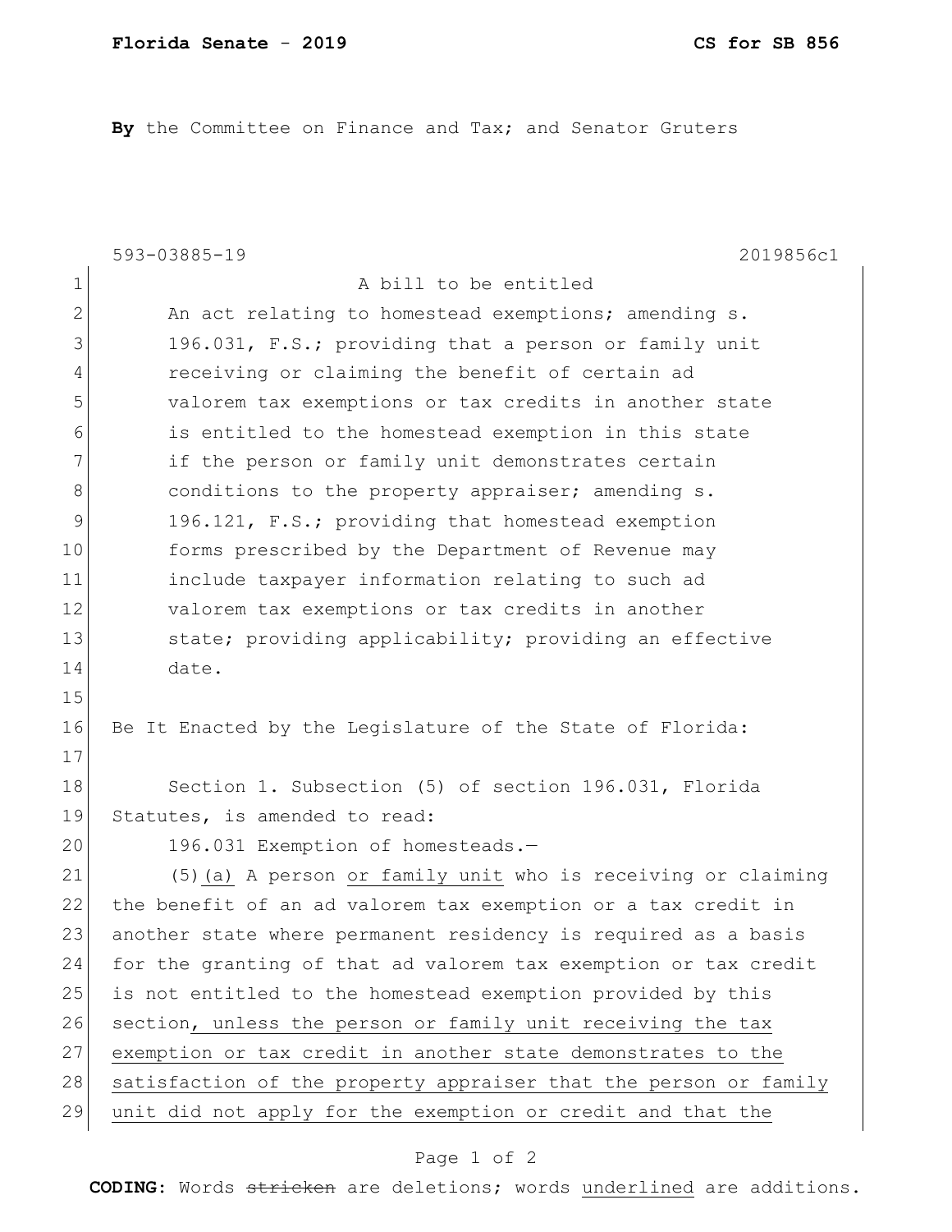**Florida Senate - 2019** **CS for SB 856**

**By** the Committee on Finance and Tax; and Senator Gruters

593-03885-19 2019856c1

A bill to be entitled

An act relating to homestead exemptions; amending s. 196.031, F.S.; providing that a person or family unit receiving or claiming the benefit of certain ad valorem tax exemptions or tax credits in another state is entitled to the homestead exemption in this state if the person or family unit demonstrates certain conditions to the property appraiser; amending s. 196.121, F.S.; providing that homestead exemption forms prescribed by the Department of Revenue may include taxpayer information relating to such ad valorem tax exemptions or tax credits in another state; providing applicability; providing an effective date.

Be It Enacted by the Legislature of the State of Florida:

Section 1. Subsection (5) of section 196.031, Florida Statutes, is amended to read:

196.031 Exemption of homesteads.—

(5)<u>(a)</u> A person <u>or family unit</u> who is receiving or claiming the benefit of an ad valorem tax exemption or a tax credit in another state where permanent residency is required as a basis for the granting of that ad valorem tax exemption or tax credit is not entitled to the homestead exemption provided by this section<u>, unless the person or family unit receiving the tax exemption or tax credit in another state demonstrates to the satisfaction of the property appraiser that the person or family unit did not apply for the exemption or credit and that the</u>

**CODING:** Words ~~stricken~~ are deletions; words <u>underlined</u> are additions.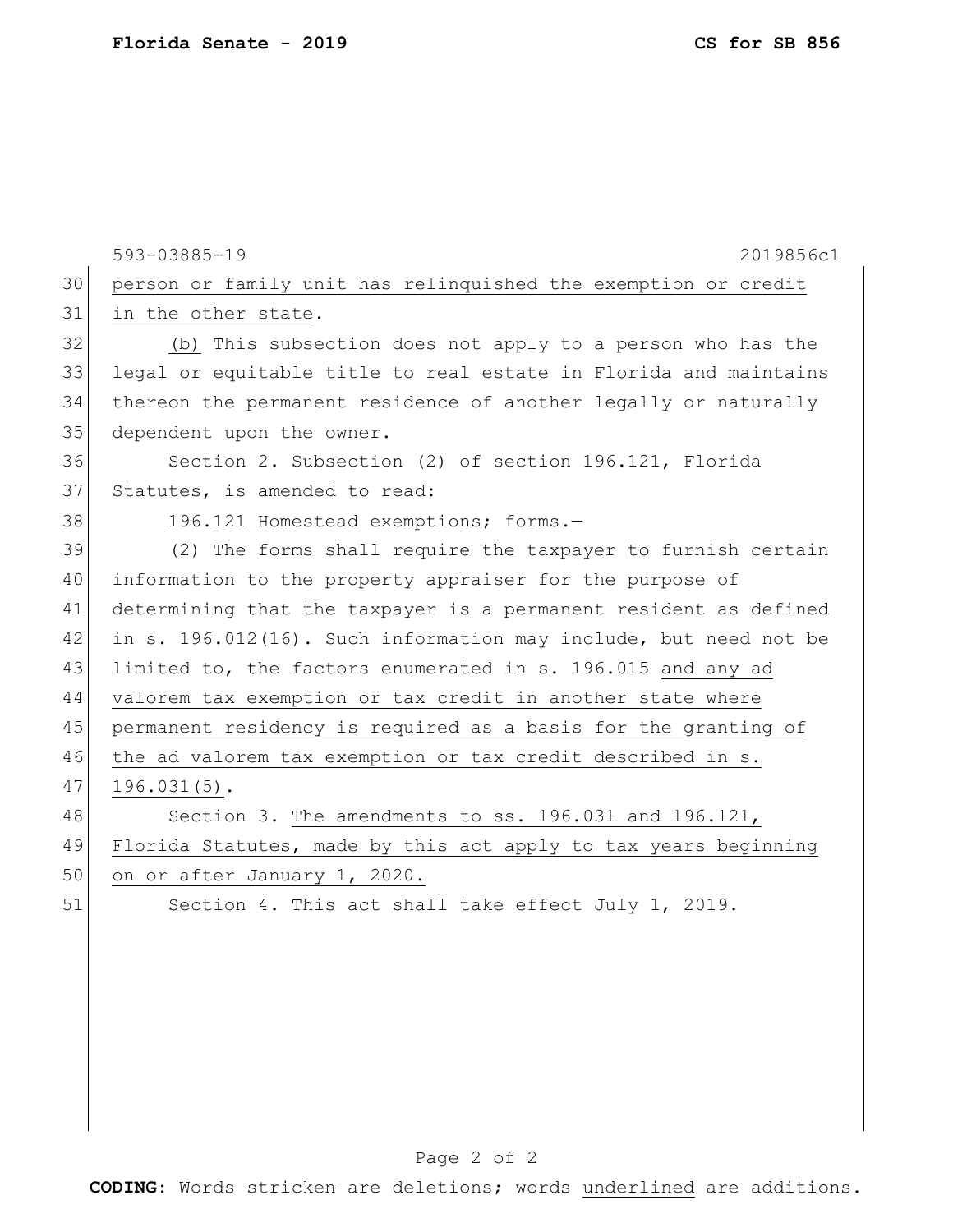593-03885-19 2019856c1

30 person or family unit has relinquished the exemption or credit
31 in the other state.

32 (b) This subsection does not apply to a person who has the
33 legal or equitable title to real estate in Florida and maintains
34 thereon the permanent residence of another legally or naturally
35 dependent upon the owner.

36 Section 2. Subsection (2) of section 196.121, Florida
37 Statutes, is amended to read:

38 196.121 Homestead exemptions; forms.—

39 (2) The forms shall require the taxpayer to furnish certain
40 information to the property appraiser for the purpose of
41 determining that the taxpayer is a permanent resident as defined
42 in s. 196.012(16). Such information may include, but need not be
43 limited to, the factors enumerated in s. 196.015 and any ad
44 valorem tax exemption or tax credit in another state where
45 permanent residency is required as a basis for the granting of
46 the ad valorem tax exemption or tax credit described in s.
47 196.031(5).

48 Section 3. The amendments to ss. 196.031 and 196.121,
49 Florida Statutes, made by this act apply to tax years beginning
50 on or after January 1, 2020.

51 Section 4. This act shall take effect July 1, 2019.

**CODING:** Words ~~stricken~~ are deletions; words underlined are additions.